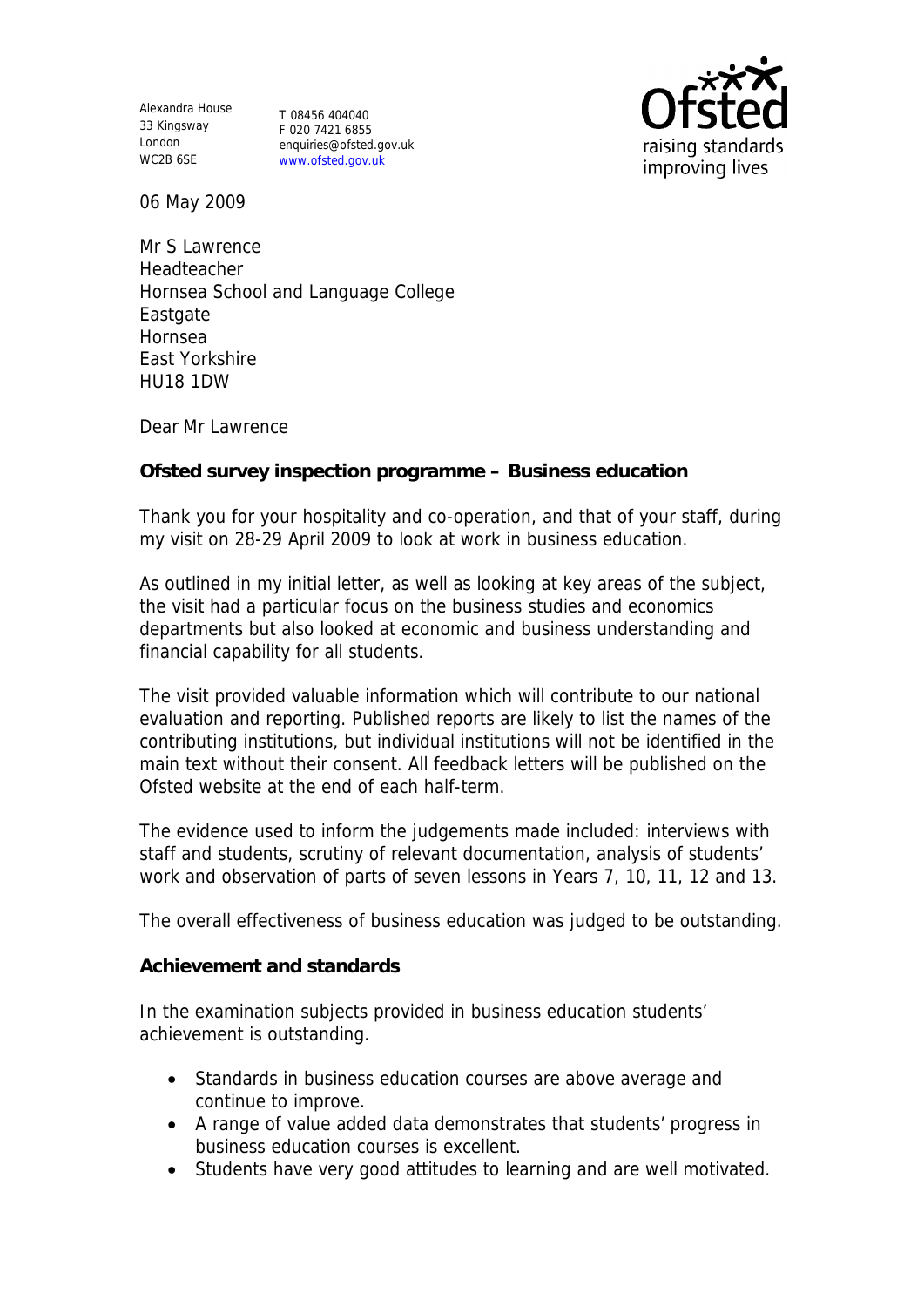Alexandra House
33 Kingsway
London
WC2B 6SE

T 08456 404040
F 020 7421 6855
enquiries@ofsted.gov.uk
www.ofsted.gov.uk

Ofsted
raising standards
improving lives

06 May 2009

Mr S Lawrence
Headteacher
Hornsea School and Language College
Eastgate
Hornsea
East Yorkshire
HU18 1DW

Dear Mr Lawrence

**Ofsted survey inspection programme – Business education**

Thank you for your hospitality and co-operation, and that of your staff, during my visit on 28-29 April 2009 to look at work in business education.

As outlined in my initial letter, as well as looking at key areas of the subject, the visit had a particular focus on the business studies and economics departments but also looked at economic and business understanding and financial capability for all students.

The visit provided valuable information which will contribute to our national evaluation and reporting. Published reports are likely to list the names of the contributing institutions, but individual institutions will not be identified in the main text without their consent. All feedback letters will be published on the Ofsted website at the end of each half-term.

The evidence used to inform the judgements made included: interviews with staff and students, scrutiny of relevant documentation, analysis of students' work and observation of parts of seven lessons in Years 7, 10, 11, 12 and 13.

The overall effectiveness of business education was judged to be outstanding.

**Achievement and standards**

In the examination subjects provided in business education students' achievement is outstanding.

- Standards in business education courses are above average and continue to improve.
- A range of value added data demonstrates that students' progress in business education courses is excellent.
- Students have very good attitudes to learning and are well motivated.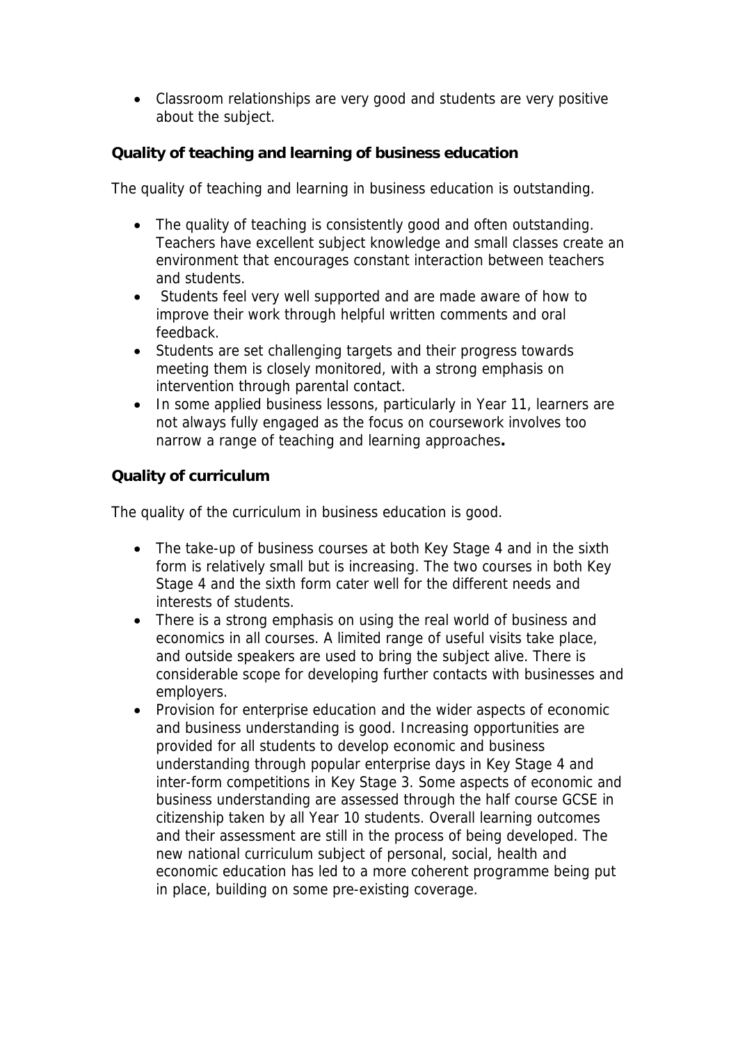- Classroom relationships are very good and students are very positive about the subject.

**Quality of teaching and learning of business education**

The quality of teaching and learning in business education is outstanding.

- The quality of teaching is consistently good and often outstanding. Teachers have excellent subject knowledge and small classes create an environment that encourages constant interaction between teachers and students.
- Students feel very well supported and are made aware of how to improve their work through helpful written comments and oral feedback.
- Students are set challenging targets and their progress towards meeting them is closely monitored, with a strong emphasis on intervention through parental contact.
- In some applied business lessons, particularly in Year 11, learners are not always fully engaged as the focus on coursework involves too narrow a range of teaching and learning approaches**.**

**Quality of curriculum**

The quality of the curriculum in business education is good.

- The take-up of business courses at both Key Stage 4 and in the sixth form is relatively small but is increasing. The two courses in both Key Stage 4 and the sixth form cater well for the different needs and interests of students.
- There is a strong emphasis on using the real world of business and economics in all courses. A limited range of useful visits take place, and outside speakers are used to bring the subject alive. There is considerable scope for developing further contacts with businesses and employers.
- Provision for enterprise education and the wider aspects of economic and business understanding is good. Increasing opportunities are provided for all students to develop economic and business understanding through popular enterprise days in Key Stage 4 and inter-form competitions in Key Stage 3. Some aspects of economic and business understanding are assessed through the half course GCSE in citizenship taken by all Year 10 students. Overall learning outcomes and their assessment are still in the process of being developed. The new national curriculum subject of personal, social, health and economic education has led to a more coherent programme being put in place, building on some pre-existing coverage.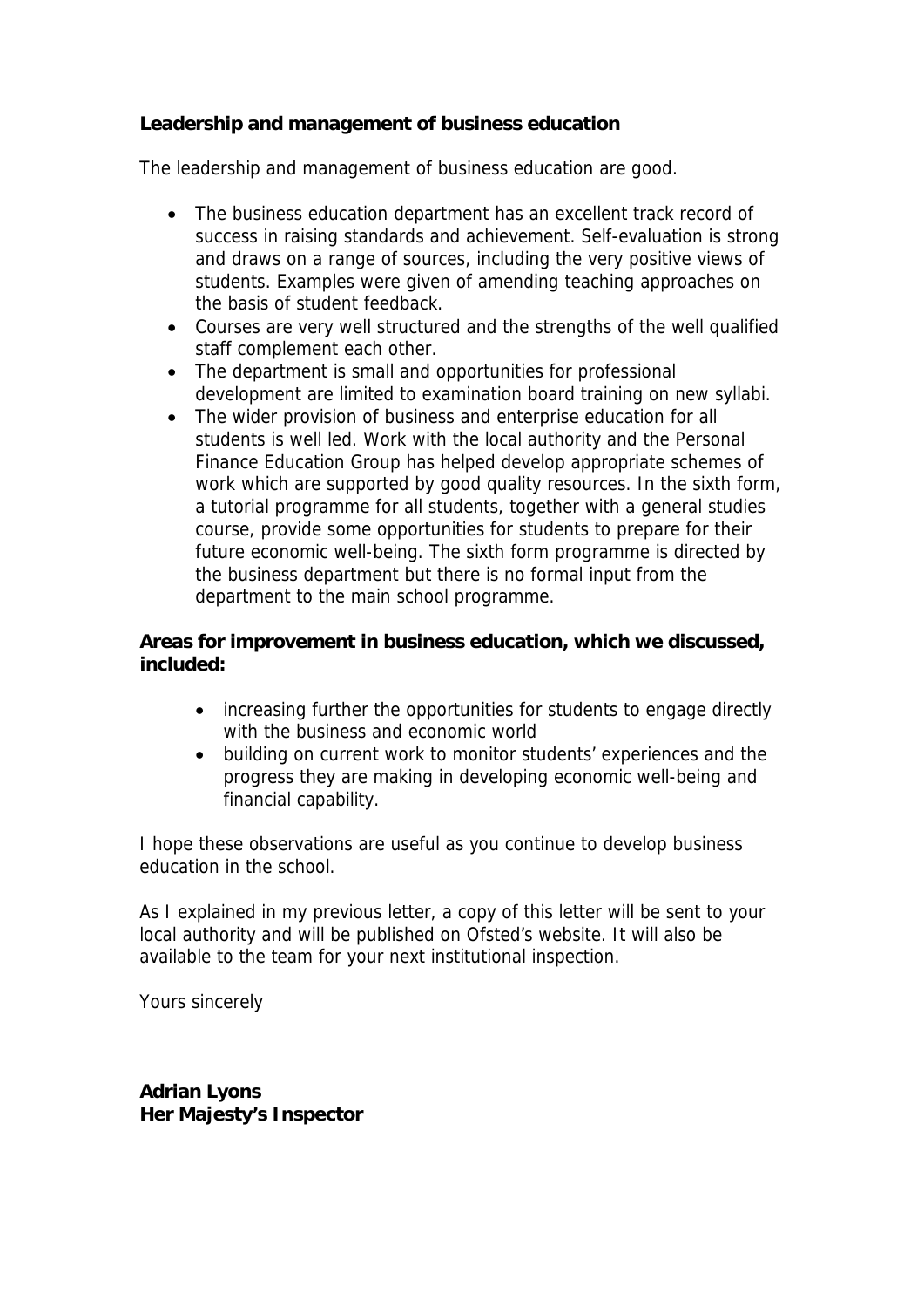**Leadership and management of business education**

The leadership and management of business education are good.

- The business education department has an excellent track record of success in raising standards and achievement. Self-evaluation is strong and draws on a range of sources, including the very positive views of students. Examples were given of amending teaching approaches on the basis of student feedback.
- Courses are very well structured and the strengths of the well qualified staff complement each other.
- The department is small and opportunities for professional development are limited to examination board training on new syllabi.
- The wider provision of business and enterprise education for all students is well led. Work with the local authority and the Personal Finance Education Group has helped develop appropriate schemes of work which are supported by good quality resources. In the sixth form, a tutorial programme for all students, together with a general studies course, provide some opportunities for students to prepare for their future economic well-being. The sixth form programme is directed by the business department but there is no formal input from the department to the main school programme.

**Areas for improvement in business education, which we discussed, included:**

- increasing further the opportunities for students to engage directly with the business and economic world
- building on current work to monitor students' experiences and the progress they are making in developing economic well-being and financial capability.

I hope these observations are useful as you continue to develop business education in the school.

As I explained in my previous letter, a copy of this letter will be sent to your local authority and will be published on Ofsted's website. It will also be available to the team for your next institutional inspection.

Yours sincerely

**Adrian Lyons**
**Her Majesty's Inspector**